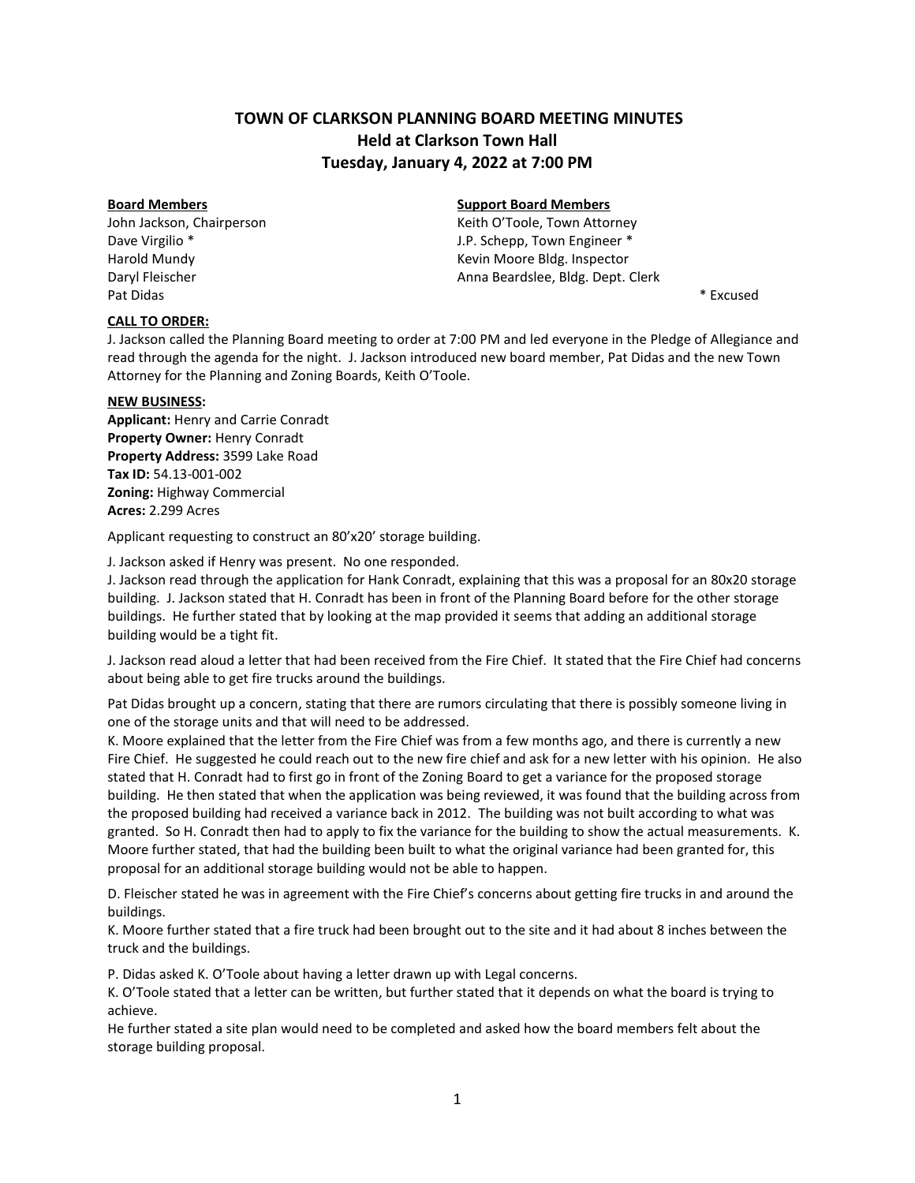# TOWN OF CLARKSON PLANNING BOARD MEETING MINUTES
## Held at Clarkson Town Hall
## Tuesday, January 4, 2022 at 7:00 PM

| **Board Members** | **Support Board Members** |
|---|---|
| John Jackson, Chairperson | Keith O'Toole, Town Attorney |
| Dave Virgilio * | J.P. Schepp, Town Engineer * |
| Harold Mundy | Kevin Moore Bldg. Inspector |
| Daryl Fleischer | Anna Beardslee, Bldg. Dept. Clerk |
| Pat Didas | |

\* Excused

**CALL TO ORDER:**

J. Jackson called the Planning Board meeting to order at 7:00 PM and led everyone in the Pledge of Allegiance and read through the agenda for the night. J. Jackson introduced new board member, Pat Didas and the new Town Attorney for the Planning and Zoning Boards, Keith O'Toole.

**NEW BUSINESS:**

**Applicant:** Henry and Carrie Conradt
**Property Owner:** Henry Conradt
**Property Address:** 3599 Lake Road
**Tax ID:** 54.13-001-002
**Zoning:** Highway Commercial
**Acres:** 2.299 Acres

Applicant requesting to construct an 80'x20' storage building.

J. Jackson asked if Henry was present. No one responded.
J. Jackson read through the application for Hank Conradt, explaining that this was a proposal for an 80x20 storage building. J. Jackson stated that H. Conradt has been in front of the Planning Board before for the other storage buildings. He further stated that by looking at the map provided it seems that adding an additional storage building would be a tight fit.

J. Jackson read aloud a letter that had been received from the Fire Chief. It stated that the Fire Chief had concerns about being able to get fire trucks around the buildings.

Pat Didas brought up a concern, stating that there are rumors circulating that there is possibly someone living in one of the storage units and that will need to be addressed.
K. Moore explained that the letter from the Fire Chief was from a few months ago, and there is currently a new Fire Chief. He suggested he could reach out to the new fire chief and ask for a new letter with his opinion. He also stated that H. Conradt had to first go in front of the Zoning Board to get a variance for the proposed storage building. He then stated that when the application was being reviewed, it was found that the building across from the proposed building had received a variance back in 2012. The building was not built according to what was granted. So H. Conradt then had to apply to fix the variance for the building to show the actual measurements. K. Moore further stated, that had the building been built to what the original variance had been granted for, this proposal for an additional storage building would not be able to happen.

D. Fleischer stated he was in agreement with the Fire Chief's concerns about getting fire trucks in and around the buildings.
K. Moore further stated that a fire truck had been brought out to the site and it had about 8 inches between the truck and the buildings.

P. Didas asked K. O'Toole about having a letter drawn up with Legal concerns.
K. O'Toole stated that a letter can be written, but further stated that it depends on what the board is trying to achieve.
He further stated a site plan would need to be completed and asked how the board members felt about the storage building proposal.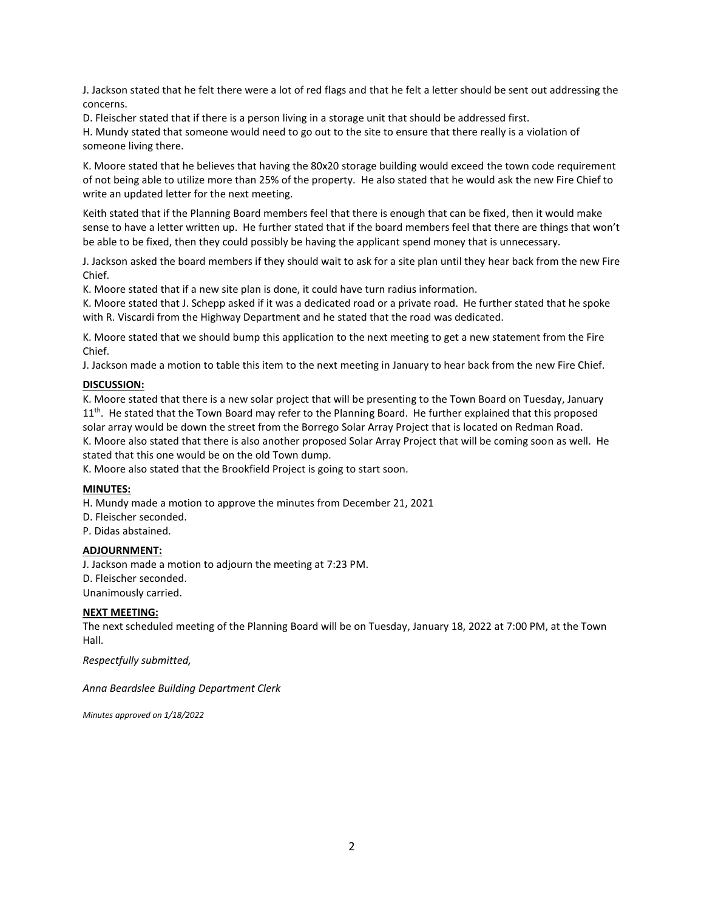J. Jackson stated that he felt there were a lot of red flags and that he felt a letter should be sent out addressing the concerns.

D. Fleischer stated that if there is a person living in a storage unit that should be addressed first.

H. Mundy stated that someone would need to go out to the site to ensure that there really is a violation of someone living there.

K. Moore stated that he believes that having the 80x20 storage building would exceed the town code requirement of not being able to utilize more than 25% of the property. He also stated that he would ask the new Fire Chief to write an updated letter for the next meeting.

Keith stated that if the Planning Board members feel that there is enough that can be fixed, then it would make sense to have a letter written up. He further stated that if the board members feel that there are things that won't be able to be fixed, then they could possibly be having the applicant spend money that is unnecessary.

J. Jackson asked the board members if they should wait to ask for a site plan until they hear back from the new Fire Chief.

K. Moore stated that if a new site plan is done, it could have turn radius information.

K. Moore stated that J. Schepp asked if it was a dedicated road or a private road. He further stated that he spoke with R. Viscardi from the Highway Department and he stated that the road was dedicated.

K. Moore stated that we should bump this application to the next meeting to get a new statement from the Fire Chief.

J. Jackson made a motion to table this item to the next meeting in January to hear back from the new Fire Chief.

**DISCUSSION:**

K. Moore stated that there is a new solar project that will be presenting to the Town Board on Tuesday, January 11th. He stated that the Town Board may refer to the Planning Board. He further explained that this proposed solar array would be down the street from the Borrego Solar Array Project that is located on Redman Road.

K. Moore also stated that there is also another proposed Solar Array Project that will be coming soon as well. He stated that this one would be on the old Town dump.

K. Moore also stated that the Brookfield Project is going to start soon.

**MINUTES:**

H. Mundy made a motion to approve the minutes from December 21, 2021

D. Fleischer seconded.

P. Didas abstained.

**ADJOURNMENT:**

J. Jackson made a motion to adjourn the meeting at 7:23 PM.

D. Fleischer seconded.

Unanimously carried.

**NEXT MEETING:**

The next scheduled meeting of the Planning Board will be on Tuesday, January 18, 2022 at 7:00 PM, at the Town Hall.

*Respectfully submitted,*

*Anna Beardslee Building Department Clerk*

*Minutes approved on 1/18/2022*